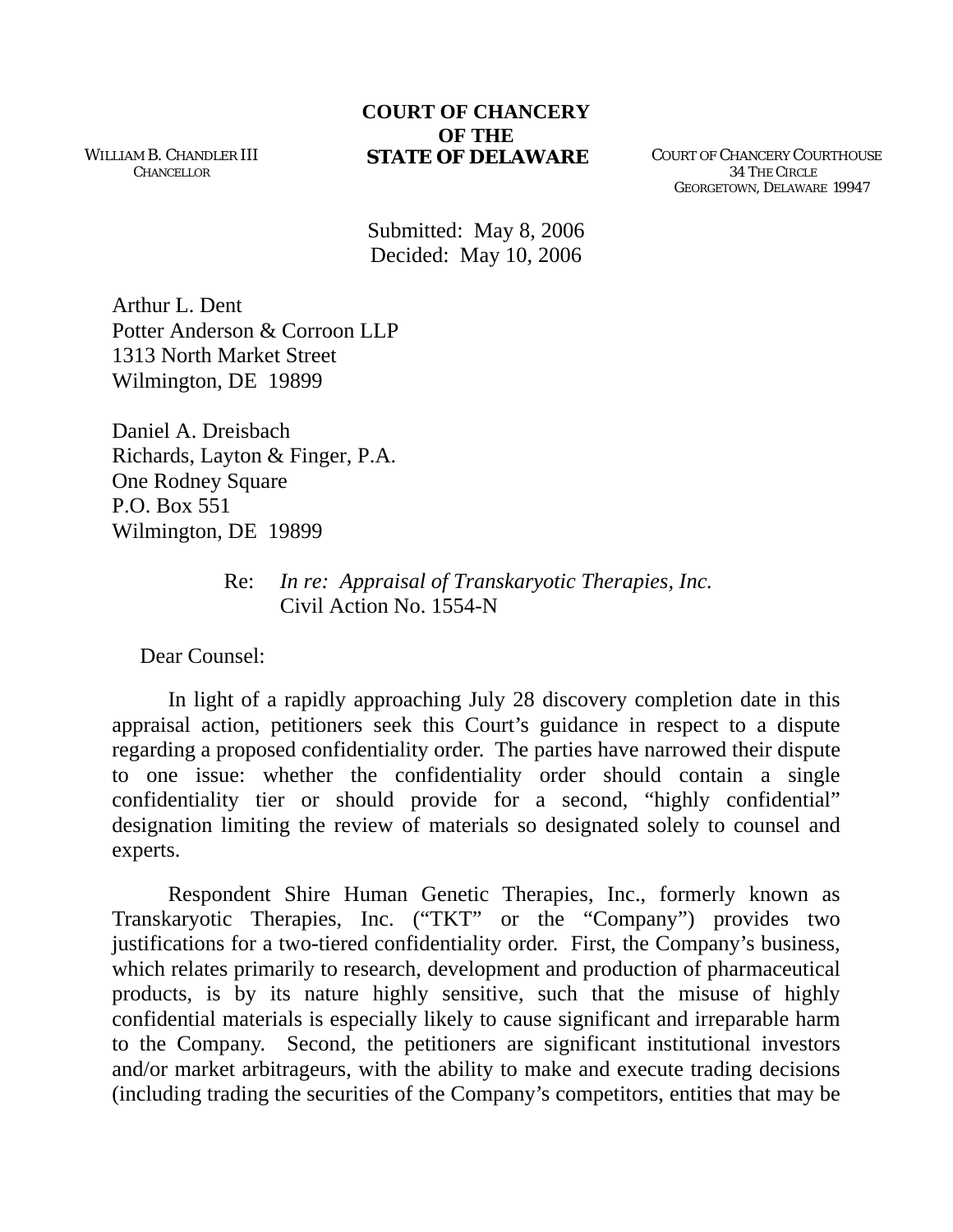**COURT OF CHANCERY**
**OF THE**
**STATE OF DELAWARE**

WILLIAM B. CHANDLER III
CHANCELLOR

COURT OF CHANCERY COURTHOUSE
34 THE CIRCLE
GEORGETOWN, DELAWARE 19947

Submitted: May 8, 2006
Decided: May 10, 2006

Arthur L. Dent
Potter Anderson & Corroon LLP
1313 North Market Street
Wilmington, DE 19899

Daniel A. Dreisbach
Richards, Layton & Finger, P.A.
One Rodney Square
P.O. Box 551
Wilmington, DE 19899

Re: *In re: Appraisal of Transkaryotic Therapies, Inc.*
Civil Action No. 1554-N

Dear Counsel:

In light of a rapidly approaching July 28 discovery completion date in this appraisal action, petitioners seek this Court's guidance in respect to a dispute regarding a proposed confidentiality order. The parties have narrowed their dispute to one issue: whether the confidentiality order should contain a single confidentiality tier or should provide for a second, "highly confidential" designation limiting the review of materials so designated solely to counsel and experts.

Respondent Shire Human Genetic Therapies, Inc., formerly known as Transkaryotic Therapies, Inc. ("TKT" or the "Company") provides two justifications for a two-tiered confidentiality order. First, the Company's business, which relates primarily to research, development and production of pharmaceutical products, is by its nature highly sensitive, such that the misuse of highly confidential materials is especially likely to cause significant and irreparable harm to the Company. Second, the petitioners are significant institutional investors and/or market arbitrageurs, with the ability to make and execute trading decisions (including trading the securities of the Company's competitors, entities that may be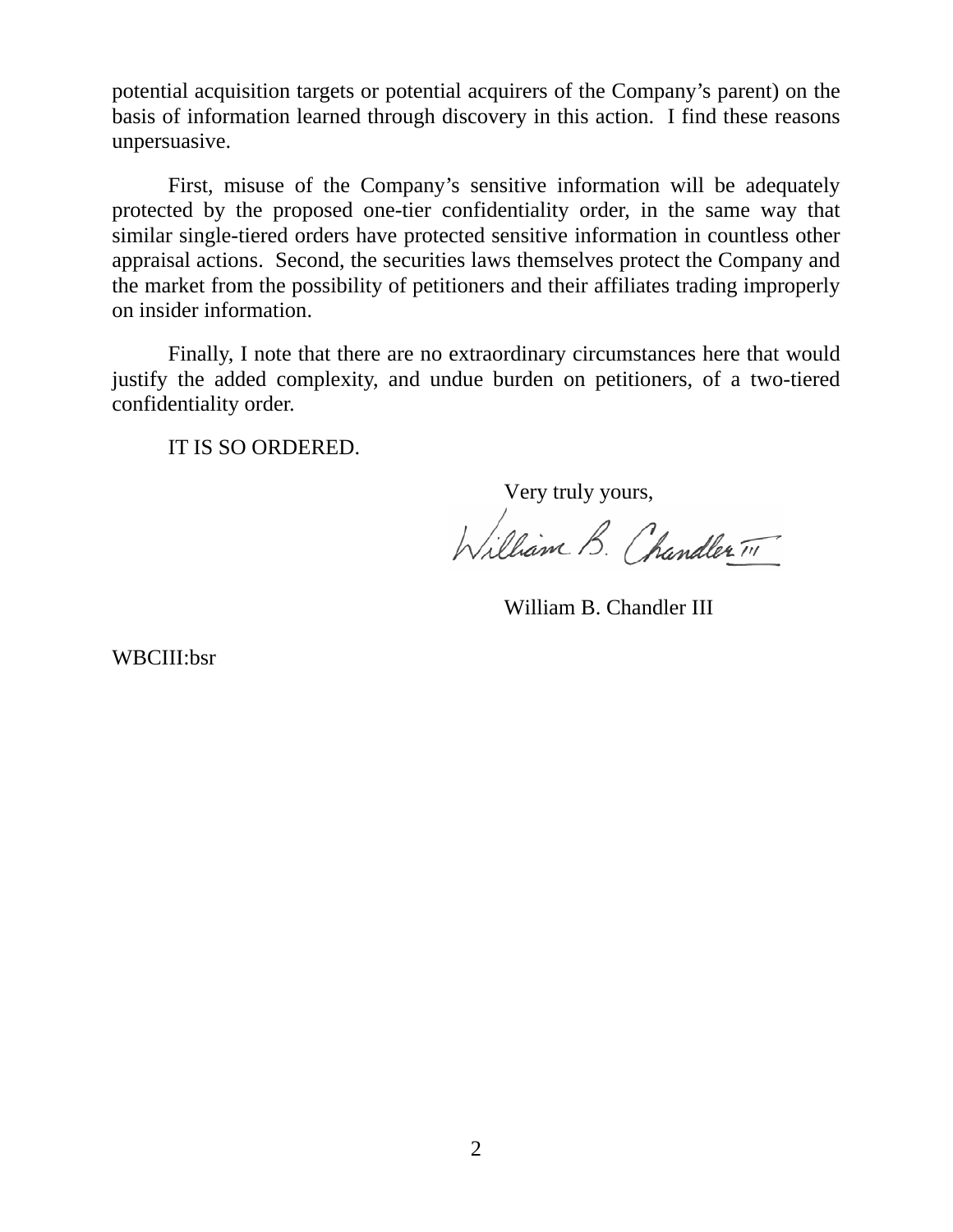potential acquisition targets or potential acquirers of the Company's parent) on the basis of information learned through discovery in this action. I find these reasons unpersuasive.

First, misuse of the Company's sensitive information will be adequately protected by the proposed one-tier confidentiality order, in the same way that similar single-tiered orders have protected sensitive information in countless other appraisal actions. Second, the securities laws themselves protect the Company and the market from the possibility of petitioners and their affiliates trading improperly on insider information.

Finally, I note that there are no extraordinary circumstances here that would justify the added complexity, and undue burden on petitioners, of a two-tiered confidentiality order.

IT IS SO ORDERED.

Very truly yours,

William B. Chandler III

William B. Chandler III

WBCIII:bsr